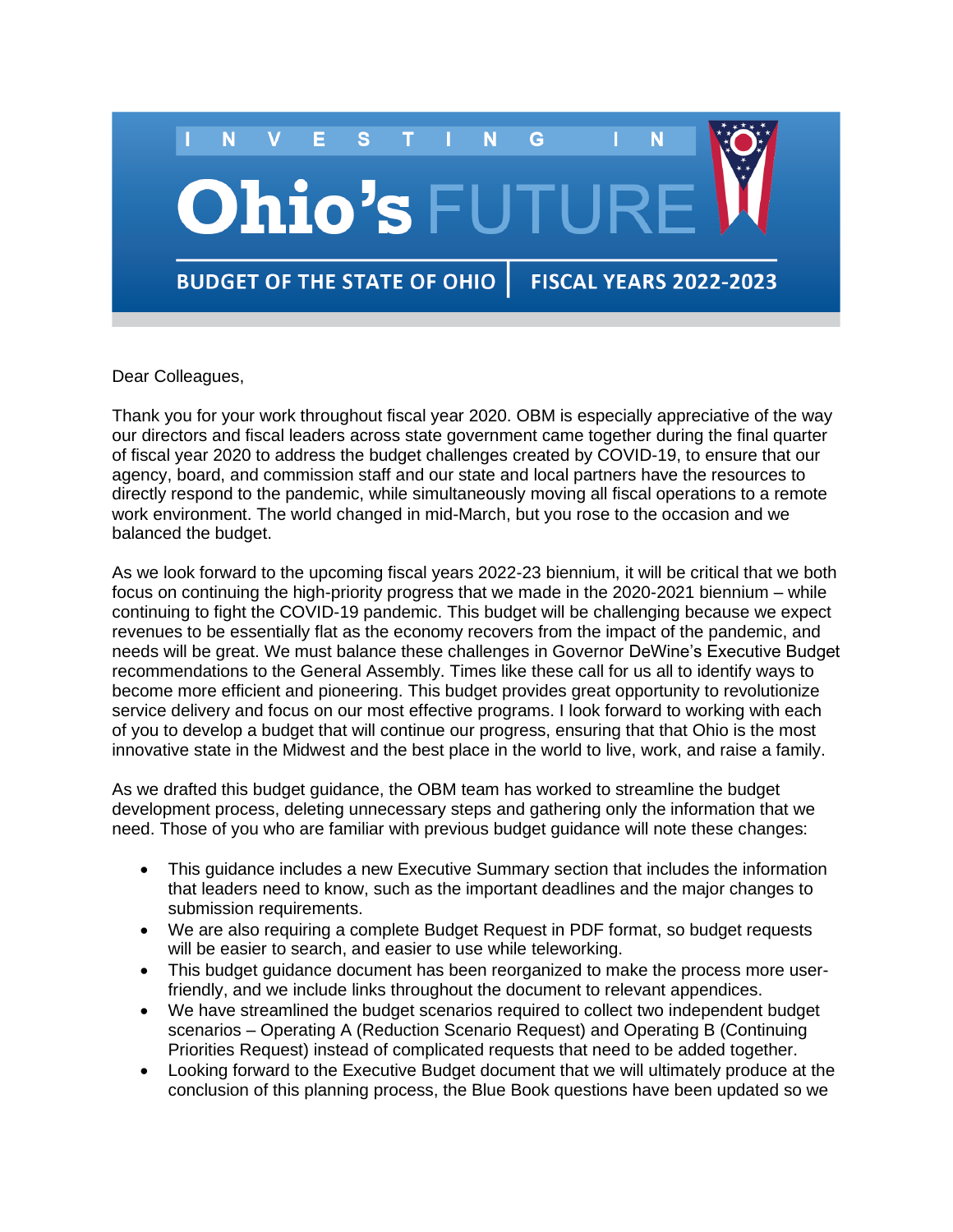# INVESTING IN Ohio's FUTURE

**BUDGET OF THE STATE OF OHIO | FISCAL YEARS 2022-2023**

Dear Colleagues,

Thank you for your work throughout fiscal year 2020. OBM is especially appreciative of the way our directors and fiscal leaders across state government came together during the final quarter of fiscal year 2020 to address the budget challenges created by COVID-19, to ensure that our agency, board, and commission staff and our state and local partners have the resources to directly respond to the pandemic, while simultaneously moving all fiscal operations to a remote work environment. The world changed in mid-March, but you rose to the occasion and we balanced the budget.

As we look forward to the upcoming fiscal years 2022-23 biennium, it will be critical that we both focus on continuing the high-priority progress that we made in the 2020-2021 biennium – while continuing to fight the COVID-19 pandemic. This budget will be challenging because we expect revenues to be essentially flat as the economy recovers from the impact of the pandemic, and needs will be great. We must balance these challenges in Governor DeWine's Executive Budget recommendations to the General Assembly. Times like these call for us all to identify ways to become more efficient and pioneering. This budget provides great opportunity to revolutionize service delivery and focus on our most effective programs. I look forward to working with each of you to develop a budget that will continue our progress, ensuring that that Ohio is the most innovative state in the Midwest and the best place in the world to live, work, and raise a family.

As we drafted this budget guidance, the OBM team has worked to streamline the budget development process, deleting unnecessary steps and gathering only the information that we need. Those of you who are familiar with previous budget guidance will note these changes:

- This guidance includes a new Executive Summary section that includes the information that leaders need to know, such as the important deadlines and the major changes to submission requirements.
- We are also requiring a complete Budget Request in PDF format, so budget requests will be easier to search, and easier to use while teleworking.
- This budget guidance document has been reorganized to make the process more user-friendly, and we include links throughout the document to relevant appendices.
- We have streamlined the budget scenarios required to collect two independent budget scenarios – Operating A (Reduction Scenario Request) and Operating B (Continuing Priorities Request) instead of complicated requests that need to be added together.
- Looking forward to the Executive Budget document that we will ultimately produce at the conclusion of this planning process, the Blue Book questions have been updated so we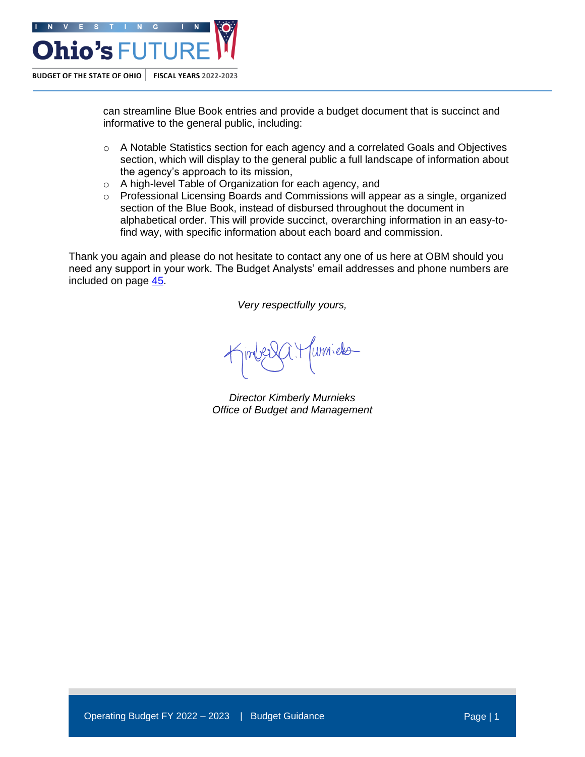can streamline Blue Book entries and provide a budget document that is succinct and informative to the general public, including:

- A Notable Statistics section for each agency and a correlated Goals and Objectives section, which will display to the general public a full landscape of information about the agency's approach to its mission,
- A high-level Table of Organization for each agency, and
- Professional Licensing Boards and Commissions will appear as a single, organized section of the Blue Book, instead of disbursed throughout the document in alphabetical order. This will provide succinct, overarching information in an easy-to-find way, with specific information about each board and commission.

Thank you again and please do not hesitate to contact any one of us here at OBM should you need any support in your work. The Budget Analysts' email addresses and phone numbers are included on page 45.

*Very respectfully yours,*

*Director Kimberly Murnieks*
*Office of Budget and Management*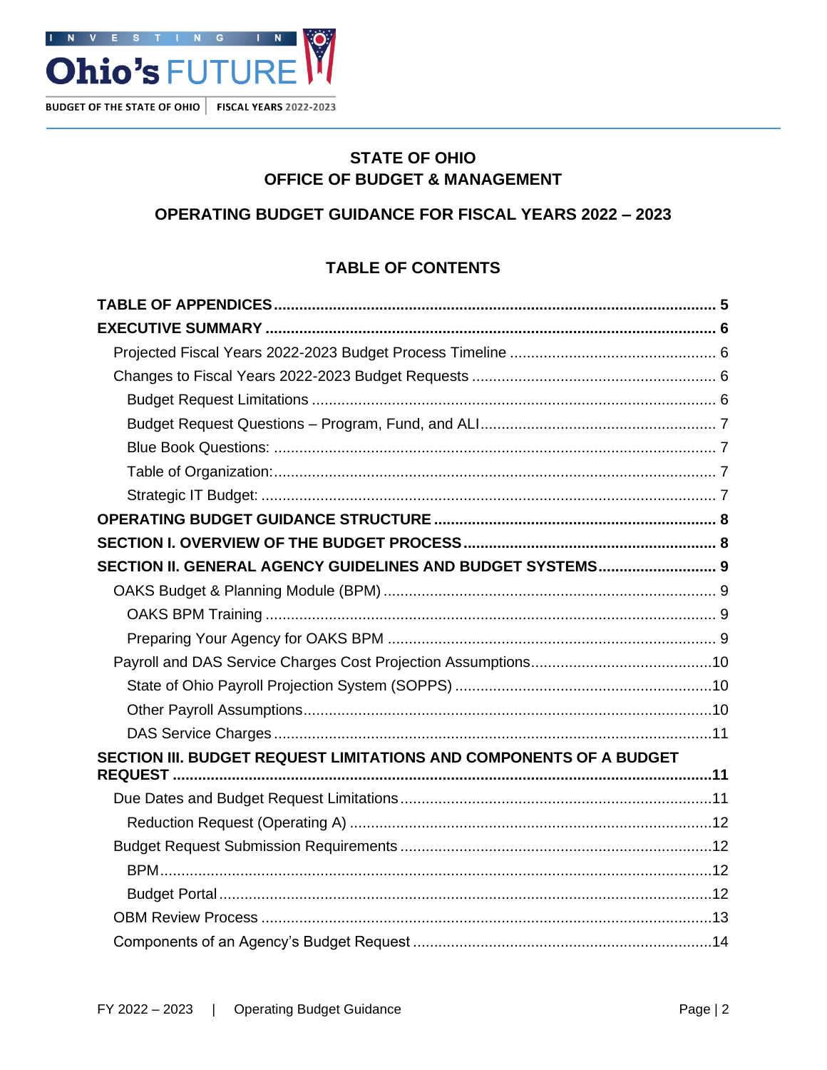# STATE OF OHIO
# OFFICE OF BUDGET & MANAGEMENT

## OPERATING BUDGET GUIDANCE FOR FISCAL YEARS 2022 – 2023

### TABLE OF CONTENTS

**TABLE OF APPENDICES** ........ **5**

**EXECUTIVE SUMMARY** ........ **6**

- Projected Fiscal Years 2022-2023 Budget Process Timeline ........ 6
- Changes to Fiscal Years 2022-2023 Budget Requests ........ 6
  - Budget Request Limitations ........ 6
  - Budget Request Questions – Program, Fund, and ALI ........ 7
  - Blue Book Questions: ........ 7
  - Table of Organization: ........ 7
  - Strategic IT Budget: ........ 7

**OPERATING BUDGET GUIDANCE STRUCTURE** ........ **8**

**SECTION I. OVERVIEW OF THE BUDGET PROCESS** ........ **8**

**SECTION II. GENERAL AGENCY GUIDELINES AND BUDGET SYSTEMS** ........ **9**

- OAKS Budget & Planning Module (BPM) ........ 9
  - OAKS BPM Training ........ 9
  - Preparing Your Agency for OAKS BPM ........ 9
- Payroll and DAS Service Charges Cost Projection Assumptions ........ 10
  - State of Ohio Payroll Projection System (SOPPS) ........ 10
  - Other Payroll Assumptions ........ 10
  - DAS Service Charges ........ 11

**SECTION III. BUDGET REQUEST LIMITATIONS AND COMPONENTS OF A BUDGET REQUEST** ........ **11**

- Due Dates and Budget Request Limitations ........ 11
  - Reduction Request (Operating A) ........ 12
- Budget Request Submission Requirements ........ 12
  - BPM ........ 12
  - Budget Portal ........ 12
- OBM Review Process ........ 13
- Components of an Agency's Budget Request ........ 14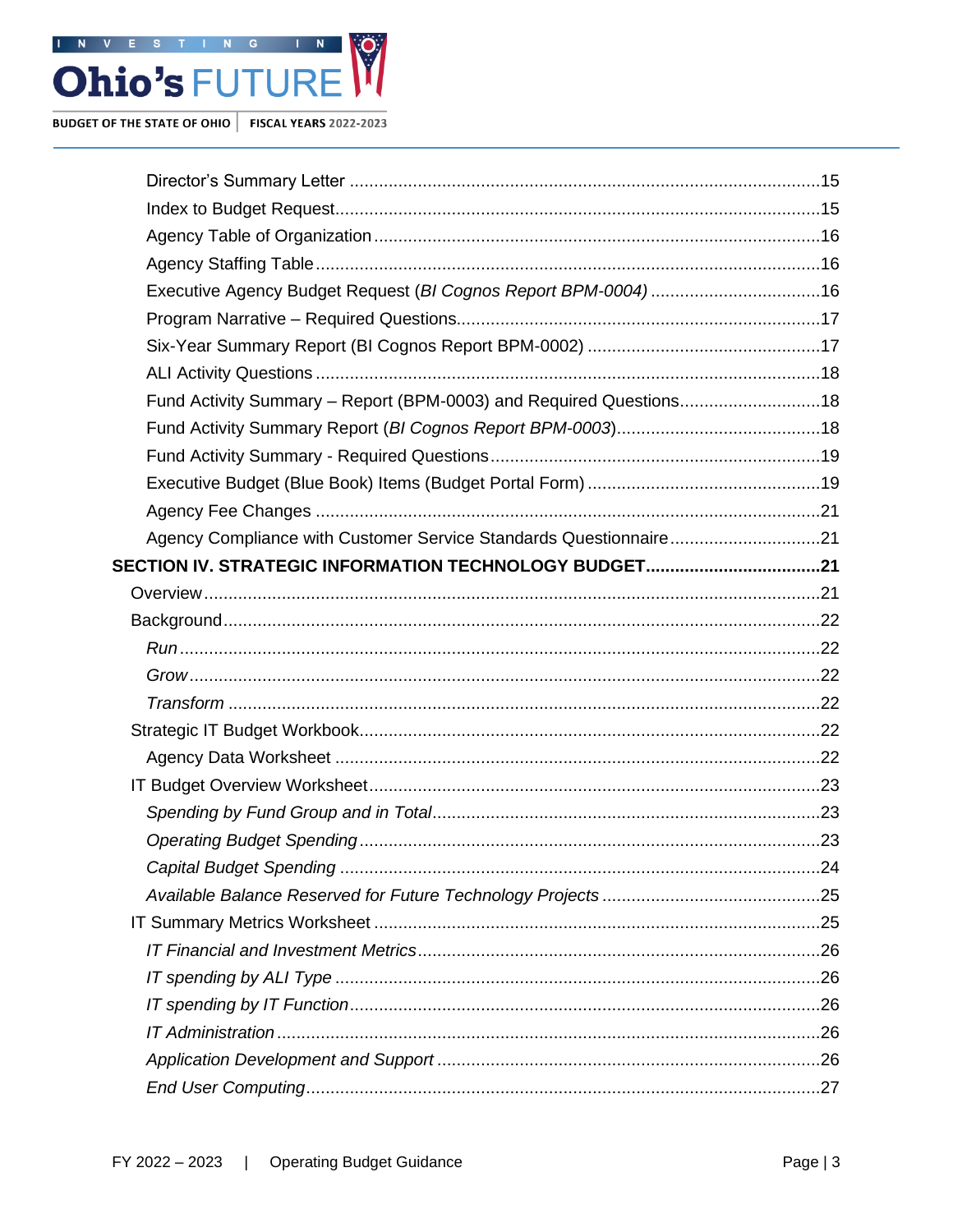Director's Summary Letter ....................................................................................................15
Index to Budget Request....................................................................................................15
Agency Table of Organization...........................................................................................16
Agency Staffing Table.......................................................................................................16
Executive Agency Budget Request (*BI Cognos Report BPM-0004*) ..................................16
Program Narrative – Required Questions..........................................................................17
Six-Year Summary Report (BI Cognos Report BPM-0002) ................................................17
ALI Activity Questions .......................................................................................................18
Fund Activity Summary – Report (BPM-0003) and Required Questions............................18
Fund Activity Summary Report (*BI Cognos Report BPM-0003*)..........................................18
Fund Activity Summary - Required Questions...................................................................19
Executive Budget (Blue Book) Items (Budget Portal Form) ................................................19
Agency Fee Changes .......................................................................................................21
Agency Compliance with Customer Service Standards Questionnaire...............................21

**SECTION IV. STRATEGIC INFORMATION TECHNOLOGY BUDGET....................................21**

Overview.............................................................................................................................21
Background.........................................................................................................................22
*Run*..................................................................................................................................22
*Grow*................................................................................................................................22
*Transform* ........................................................................................................................22
Strategic IT Budget Workbook..............................................................................................22
Agency Data Worksheet ...................................................................................................22
IT Budget Overview Worksheet............................................................................................23
*Spending by Fund Group and in Total*...............................................................................23
*Operating Budget Spending*.............................................................................................23
*Capital Budget Spending* ..................................................................................................24
*Available Balance Reserved for Future Technology Projects* ............................................25
IT Summary Metrics Worksheet ...........................................................................................25
*IT Financial and Investment Metrics*..................................................................................26
*IT spending by ALI Type* ..................................................................................................26
*IT spending by IT Function*................................................................................................26
*IT Administration*..............................................................................................................26
*Application Development and Support* ..............................................................................26
*End User Computing*.........................................................................................................27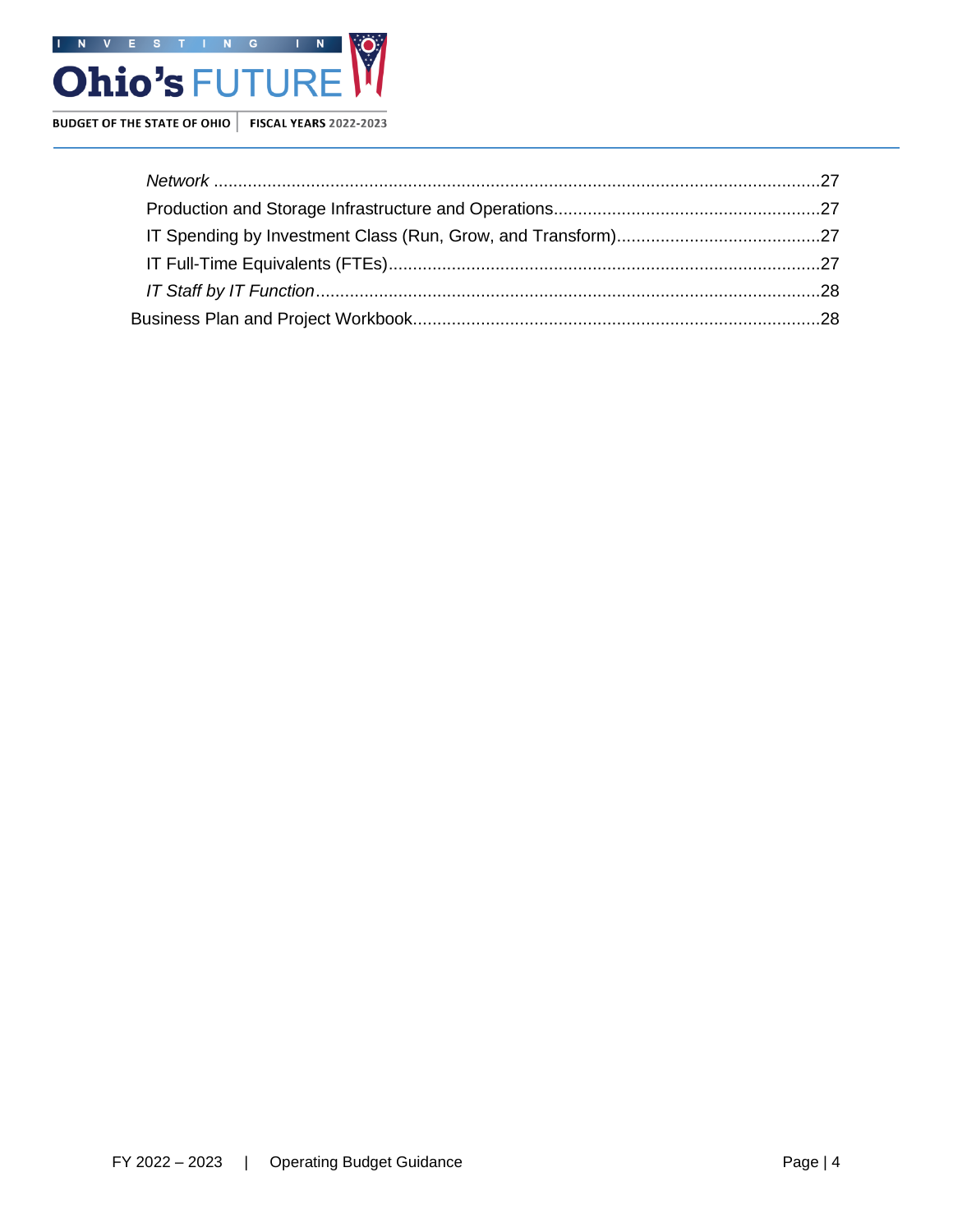*Network* ............................................................................................................................27
Production and Storage Infrastructure and Operations......................................................27
IT Spending by Investment Class (Run, Grow, and Transform)..........................................27
IT Full-Time Equivalents (FTEs)........................................................................................27
*IT Staff by IT Function*.......................................................................................................28

Business Plan and Project Workbook...................................................................................28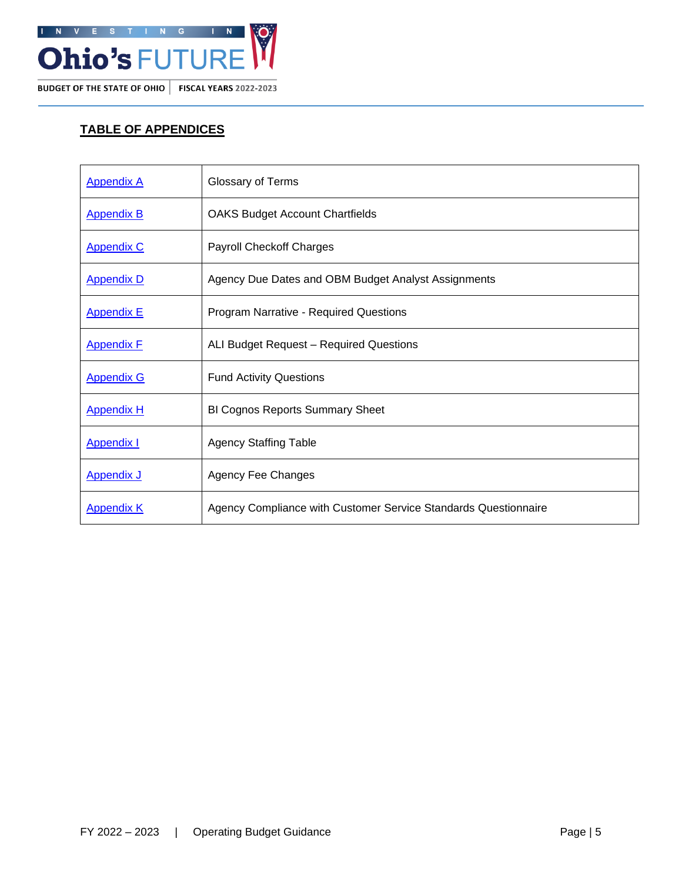## TABLE OF APPENDICES

| | |
|---|---|
| Appendix A | Glossary of Terms |
| Appendix B | OAKS Budget Account Chartfields |
| Appendix C | Payroll Checkoff Charges |
| Appendix D | Agency Due Dates and OBM Budget Analyst Assignments |
| Appendix E | Program Narrative - Required Questions |
| Appendix F | ALI Budget Request – Required Questions |
| Appendix G | Fund Activity Questions |
| Appendix H | BI Cognos Reports Summary Sheet |
| Appendix I | Agency Staffing Table |
| Appendix J | Agency Fee Changes |
| Appendix K | Agency Compliance with Customer Service Standards Questionnaire |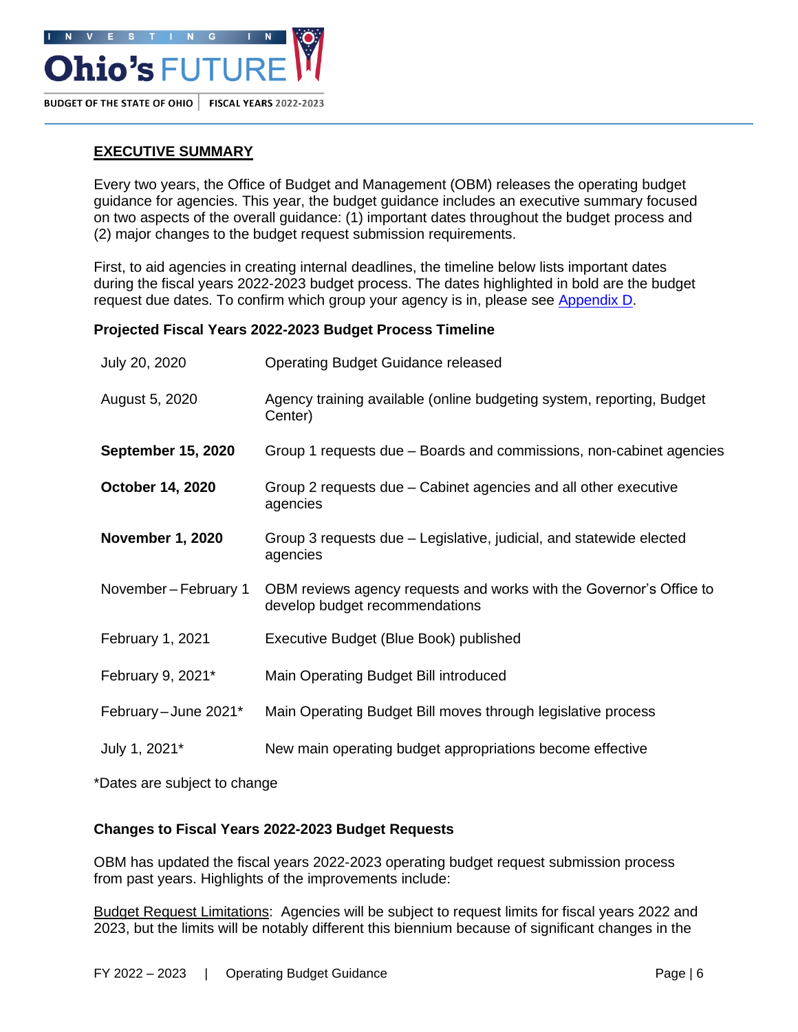## EXECUTIVE SUMMARY

Every two years, the Office of Budget and Management (OBM) releases the operating budget guidance for agencies. This year, the budget guidance includes an executive summary focused on two aspects of the overall guidance: (1) important dates throughout the budget process and (2) major changes to the budget request submission requirements.

First, to aid agencies in creating internal deadlines, the timeline below lists important dates during the fiscal years 2022-2023 budget process. The dates highlighted in bold are the budget request due dates. To confirm which group your agency is in, please see Appendix D.

### Projected Fiscal Years 2022-2023 Budget Process Timeline

| | |
|---|---|
| July 20, 2020 | Operating Budget Guidance released |
| August 5, 2020 | Agency training available (online budgeting system, reporting, Budget Center) |
| **September 15, 2020** | Group 1 requests due – Boards and commissions, non-cabinet agencies |
| **October 14, 2020** | Group 2 requests due – Cabinet agencies and all other executive agencies |
| **November 1, 2020** | Group 3 requests due – Legislative, judicial, and statewide elected agencies |
| November – February 1 | OBM reviews agency requests and works with the Governor's Office to develop budget recommendations |
| February 1, 2021 | Executive Budget (Blue Book) published |
| February 9, 2021* | Main Operating Budget Bill introduced |
| February – June 2021* | Main Operating Budget Bill moves through legislative process |
| July 1, 2021* | New main operating budget appropriations become effective |

*Dates are subject to change

### Changes to Fiscal Years 2022-2023 Budget Requests

OBM has updated the fiscal years 2022-2023 operating budget request submission process from past years. Highlights of the improvements include:

Budget Request Limitations: Agencies will be subject to request limits for fiscal years 2022 and 2023, but the limits will be notably different this biennium because of significant changes in the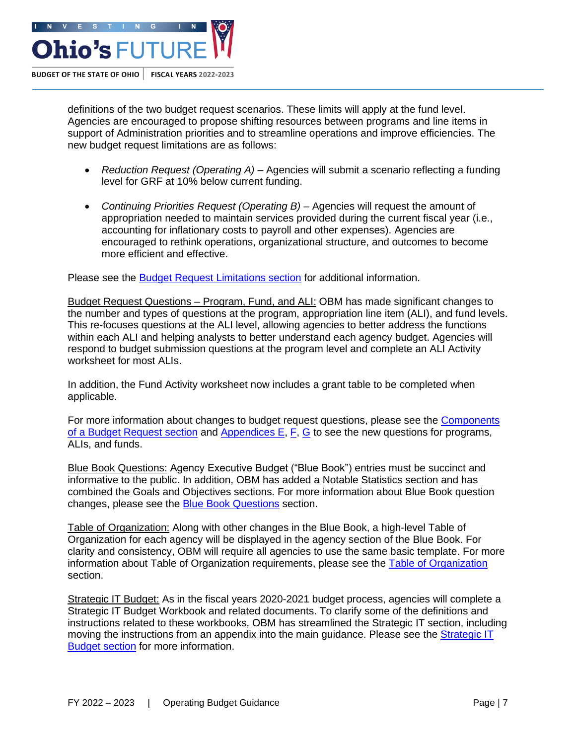definitions of the two budget request scenarios. These limits will apply at the fund level. Agencies are encouraged to propose shifting resources between programs and line items in support of Administration priorities and to streamline operations and improve efficiencies. The new budget request limitations are as follows:

- *Reduction Request (Operating A)* – Agencies will submit a scenario reflecting a funding level for GRF at 10% below current funding.
- *Continuing Priorities Request (Operating B)* – Agencies will request the amount of appropriation needed to maintain services provided during the current fiscal year (i.e., accounting for inflationary costs to payroll and other expenses). Agencies are encouraged to rethink operations, organizational structure, and outcomes to become more efficient and effective.

Please see the Budget Request Limitations section for additional information.

Budget Request Questions – Program, Fund, and ALI: OBM has made significant changes to the number and types of questions at the program, appropriation line item (ALI), and fund levels. This re-focuses questions at the ALI level, allowing agencies to better address the functions within each ALI and helping analysts to better understand each agency budget. Agencies will respond to budget submission questions at the program level and complete an ALI Activity worksheet for most ALIs.

In addition, the Fund Activity worksheet now includes a grant table to be completed when applicable.

For more information about changes to budget request questions, please see the Components of a Budget Request section and Appendices E, F, G to see the new questions for programs, ALIs, and funds.

Blue Book Questions: Agency Executive Budget ("Blue Book") entries must be succinct and informative to the public. In addition, OBM has added a Notable Statistics section and has combined the Goals and Objectives sections. For more information about Blue Book question changes, please see the Blue Book Questions section.

Table of Organization: Along with other changes in the Blue Book, a high-level Table of Organization for each agency will be displayed in the agency section of the Blue Book. For clarity and consistency, OBM will require all agencies to use the same basic template. For more information about Table of Organization requirements, please see the Table of Organization section.

Strategic IT Budget: As in the fiscal years 2020-2021 budget process, agencies will complete a Strategic IT Budget Workbook and related documents. To clarify some of the definitions and instructions related to these workbooks, OBM has streamlined the Strategic IT section, including moving the instructions from an appendix into the main guidance. Please see the Strategic IT Budget section for more information.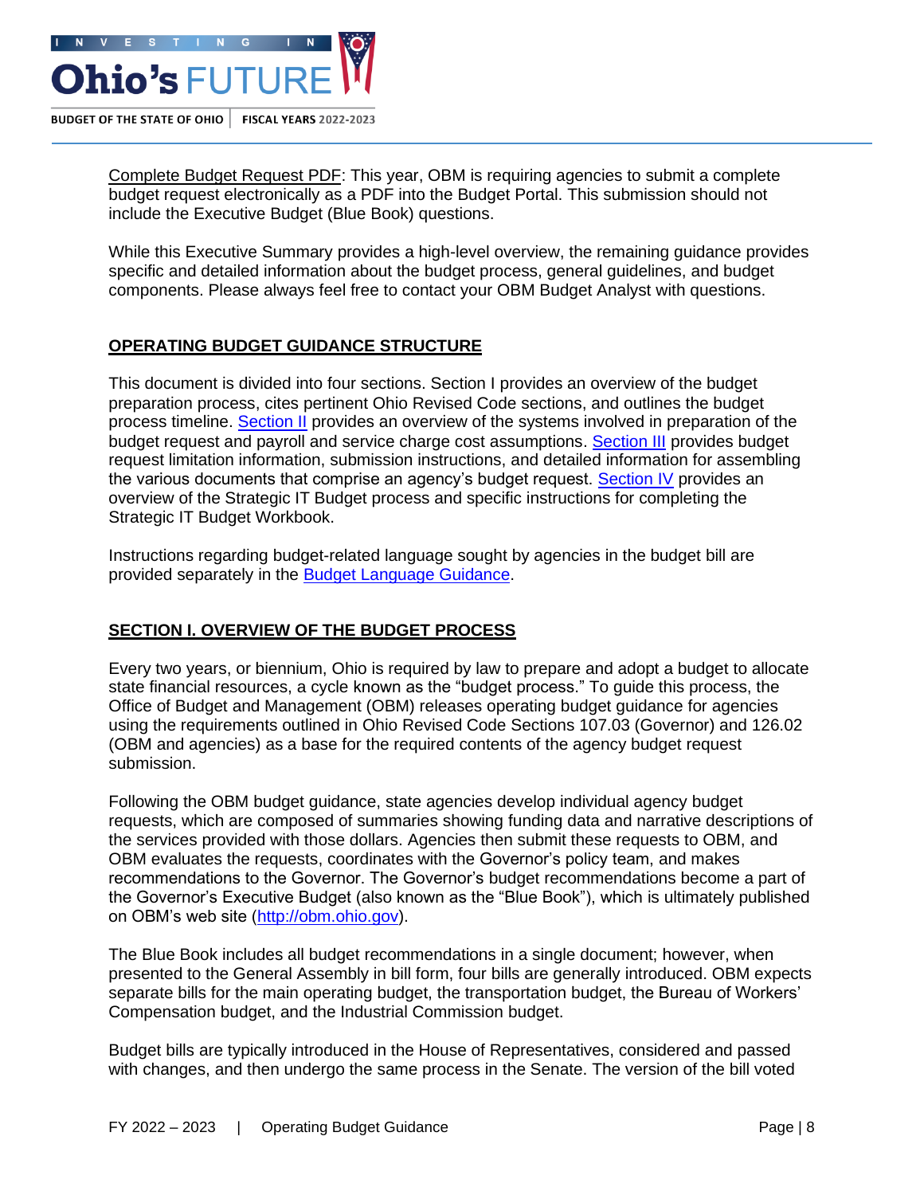Complete Budget Request PDF: This year, OBM is requiring agencies to submit a complete budget request electronically as a PDF into the Budget Portal. This submission should not include the Executive Budget (Blue Book) questions.

While this Executive Summary provides a high-level overview, the remaining guidance provides specific and detailed information about the budget process, general guidelines, and budget components. Please always feel free to contact your OBM Budget Analyst with questions.

## OPERATING BUDGET GUIDANCE STRUCTURE

This document is divided into four sections. Section I provides an overview of the budget preparation process, cites pertinent Ohio Revised Code sections, and outlines the budget process timeline. Section II provides an overview of the systems involved in preparation of the budget request and payroll and service charge cost assumptions. Section III provides budget request limitation information, submission instructions, and detailed information for assembling the various documents that comprise an agency's budget request. Section IV provides an overview of the Strategic IT Budget process and specific instructions for completing the Strategic IT Budget Workbook.

Instructions regarding budget-related language sought by agencies in the budget bill are provided separately in the Budget Language Guidance.

## SECTION I. OVERVIEW OF THE BUDGET PROCESS

Every two years, or biennium, Ohio is required by law to prepare and adopt a budget to allocate state financial resources, a cycle known as the "budget process." To guide this process, the Office of Budget and Management (OBM) releases operating budget guidance for agencies using the requirements outlined in Ohio Revised Code Sections 107.03 (Governor) and 126.02 (OBM and agencies) as a base for the required contents of the agency budget request submission.

Following the OBM budget guidance, state agencies develop individual agency budget requests, which are composed of summaries showing funding data and narrative descriptions of the services provided with those dollars. Agencies then submit these requests to OBM, and OBM evaluates the requests, coordinates with the Governor's policy team, and makes recommendations to the Governor. The Governor's budget recommendations become a part of the Governor's Executive Budget (also known as the "Blue Book"), which is ultimately published on OBM's web site (http://obm.ohio.gov).

The Blue Book includes all budget recommendations in a single document; however, when presented to the General Assembly in bill form, four bills are generally introduced. OBM expects separate bills for the main operating budget, the transportation budget, the Bureau of Workers' Compensation budget, and the Industrial Commission budget.

Budget bills are typically introduced in the House of Representatives, considered and passed with changes, and then undergo the same process in the Senate. The version of the bill voted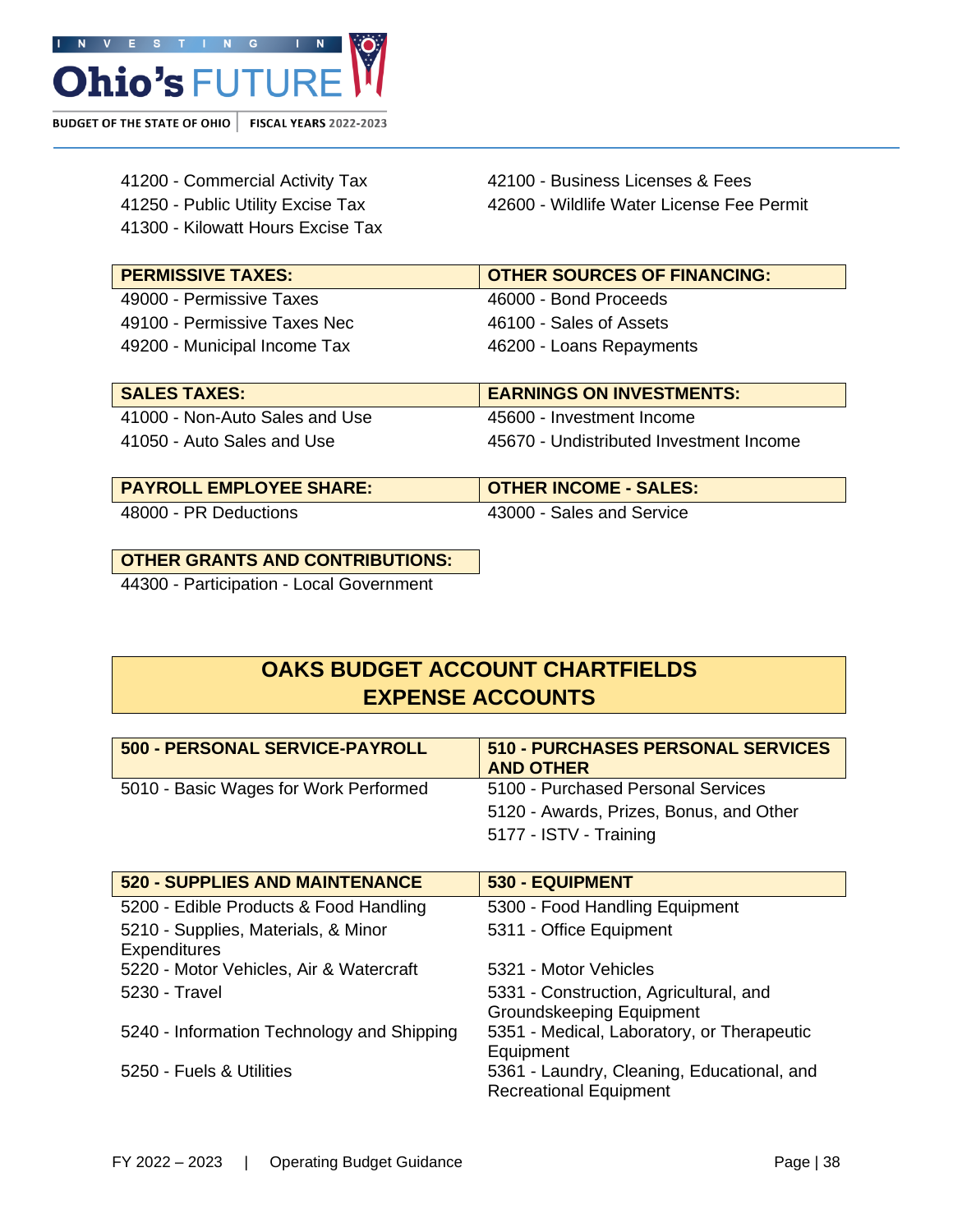| | |
|---|---|
| 41200 - Commercial Activity Tax | 42100 - Business Licenses & Fees |
| 41250 - Public Utility Excise Tax | 42600 - Wildlife Water License Fee Permit |
| 41300 - Kilowatt Hours Excise Tax | |

| PERMISSIVE TAXES: | OTHER SOURCES OF FINANCING: |
|---|---|
| 49000 - Permissive Taxes | 46000 - Bond Proceeds |
| 49100 - Permissive Taxes Nec | 46100 - Sales of Assets |
| 49200 - Municipal Income Tax | 46200 - Loans Repayments |

| SALES TAXES: | EARNINGS ON INVESTMENTS: |
|---|---|
| 41000 - Non-Auto Sales and Use | 45600 - Investment Income |
| 41050 - Auto Sales and Use | 45670 - Undistributed Investment Income |

| PAYROLL EMPLOYEE SHARE: | OTHER INCOME - SALES: |
|---|---|
| 48000 - PR Deductions | 43000 - Sales and Service |

| OTHER GRANTS AND CONTRIBUTIONS: |
|---|
| 44300 - Participation - Local Government |

## OAKS BUDGET ACCOUNT CHARTFIELDS
## EXPENSE ACCOUNTS

| 500 - PERSONAL SERVICE-PAYROLL | 510 - PURCHASES PERSONAL SERVICES AND OTHER |
|---|---|
| 5010 - Basic Wages for Work Performed | 5100 - Purchased Personal Services |
| | 5120 - Awards, Prizes, Bonus, and Other |
| | 5177 - ISTV - Training |

| 520 - SUPPLIES AND MAINTENANCE | 530 - EQUIPMENT |
|---|---|
| 5200 - Edible Products & Food Handling | 5300 - Food Handling Equipment |
| 5210 - Supplies, Materials, & Minor Expenditures | 5311 - Office Equipment |
| 5220 - Motor Vehicles, Air & Watercraft | 5321 - Motor Vehicles |
| 5230 - Travel | 5331 - Construction, Agricultural, and Groundskeeping Equipment |
| 5240 - Information Technology and Shipping | 5351 - Medical, Laboratory, or Therapeutic Equipment |
| 5250 - Fuels & Utilities | 5361 - Laundry, Cleaning, Educational, and Recreational Equipment |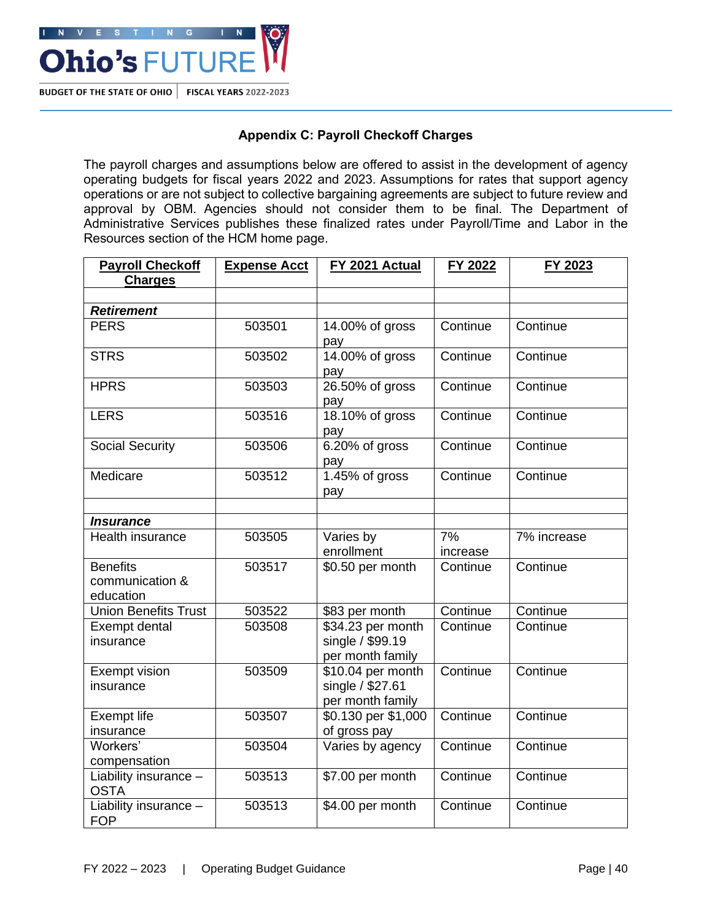## Appendix C: Payroll Checkoff Charges

The payroll charges and assumptions below are offered to assist in the development of agency operating budgets for fiscal years 2022 and 2023. Assumptions for rates that support agency operations or are not subject to collective bargaining agreements are subject to future review and approval by OBM. Agencies should not consider them to be final. The Department of Administrative Services publishes these finalized rates under Payroll/Time and Labor in the Resources section of the HCM home page.

| Payroll Checkoff Charges | Expense Acct | FY 2021 Actual | FY 2022 | FY 2023 |
|---|---|---|---|---|
| | | | | |
| ***Retirement*** | | | | |
| PERS | 503501 | 14.00% of gross pay | Continue | Continue |
| STRS | 503502 | 14.00% of gross pay | Continue | Continue |
| HPRS | 503503 | 26.50% of gross pay | Continue | Continue |
| LERS | 503516 | 18.10% of gross pay | Continue | Continue |
| Social Security | 503506 | 6.20% of gross pay | Continue | Continue |
| Medicare | 503512 | 1.45% of gross pay | Continue | Continue |
| | | | | |
| ***Insurance*** | | | | |
| Health insurance | 503505 | Varies by enrollment | 7% increase | 7% increase |
| Benefits communication & education | 503517 | $0.50 per month | Continue | Continue |
| Union Benefits Trust | 503522 | $83 per month | Continue | Continue |
| Exempt dental insurance | 503508 | $34.23 per month single / $99.19 per month family | Continue | Continue |
| Exempt vision insurance | 503509 | $10.04 per month single / $27.61 per month family | Continue | Continue |
| Exempt life insurance | 503507 | $0.130 per $1,000 of gross pay | Continue | Continue |
| Workers' compensation | 503504 | Varies by agency | Continue | Continue |
| Liability insurance – OSTA | 503513 | $7.00 per month | Continue | Continue |
| Liability insurance – FOP | 503513 | $4.00 per month | Continue | Continue |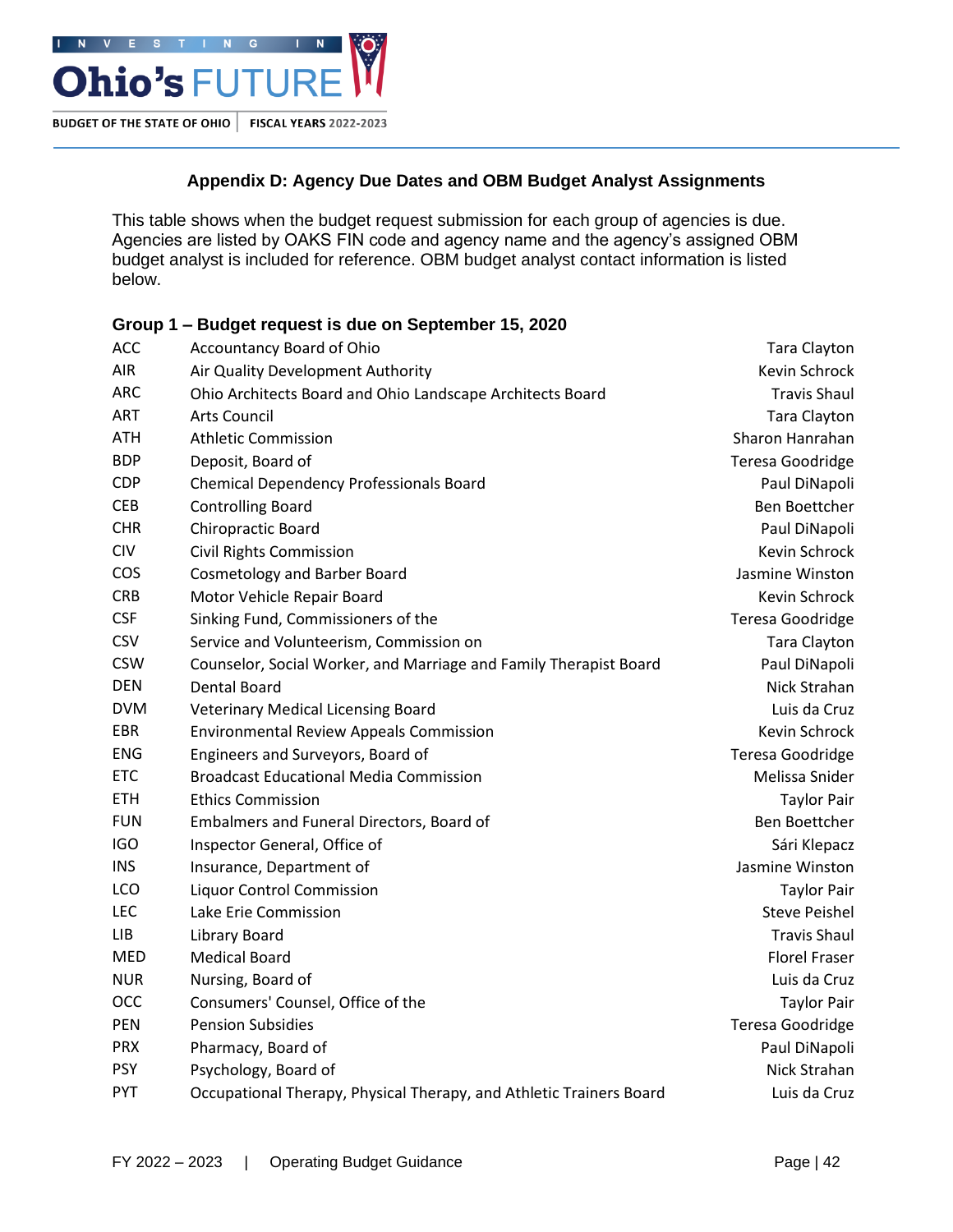## Appendix D: Agency Due Dates and OBM Budget Analyst Assignments

This table shows when the budget request submission for each group of agencies is due. Agencies are listed by OAKS FIN code and agency name and the agency's assigned OBM budget analyst is included for reference. OBM budget analyst contact information is listed below.

### Group 1 – Budget request is due on September 15, 2020

| Code | Agency | Analyst |
|---|---|---|
| ACC | Accountancy Board of Ohio | Tara Clayton |
| AIR | Air Quality Development Authority | Kevin Schrock |
| ARC | Ohio Architects Board and Ohio Landscape Architects Board | Travis Shaul |
| ART | Arts Council | Tara Clayton |
| ATH | Athletic Commission | Sharon Hanrahan |
| BDP | Deposit, Board of | Teresa Goodridge |
| CDP | Chemical Dependency Professionals Board | Paul DiNapoli |
| CEB | Controlling Board | Ben Boettcher |
| CHR | Chiropractic Board | Paul DiNapoli |
| CIV | Civil Rights Commission | Kevin Schrock |
| COS | Cosmetology and Barber Board | Jasmine Winston |
| CRB | Motor Vehicle Repair Board | Kevin Schrock |
| CSF | Sinking Fund, Commissioners of the | Teresa Goodridge |
| CSV | Service and Volunteerism, Commission on | Tara Clayton |
| CSW | Counselor, Social Worker, and Marriage and Family Therapist Board | Paul DiNapoli |
| DEN | Dental Board | Nick Strahan |
| DVM | Veterinary Medical Licensing Board | Luis da Cruz |
| EBR | Environmental Review Appeals Commission | Kevin Schrock |
| ENG | Engineers and Surveyors, Board of | Teresa Goodridge |
| ETC | Broadcast Educational Media Commission | Melissa Snider |
| ETH | Ethics Commission | Taylor Pair |
| FUN | Embalmers and Funeral Directors, Board of | Ben Boettcher |
| IGO | Inspector General, Office of | Sári Klepacz |
| INS | Insurance, Department of | Jasmine Winston |
| LCO | Liquor Control Commission | Taylor Pair |
| LEC | Lake Erie Commission | Steve Peishel |
| LIB | Library Board | Travis Shaul |
| MED | Medical Board | Florel Fraser |
| NUR | Nursing, Board of | Luis da Cruz |
| OCC | Consumers' Counsel, Office of the | Taylor Pair |
| PEN | Pension Subsidies | Teresa Goodridge |
| PRX | Pharmacy, Board of | Paul DiNapoli |
| PSY | Psychology, Board of | Nick Strahan |
| PYT | Occupational Therapy, Physical Therapy, and Athletic Trainers Board | Luis da Cruz |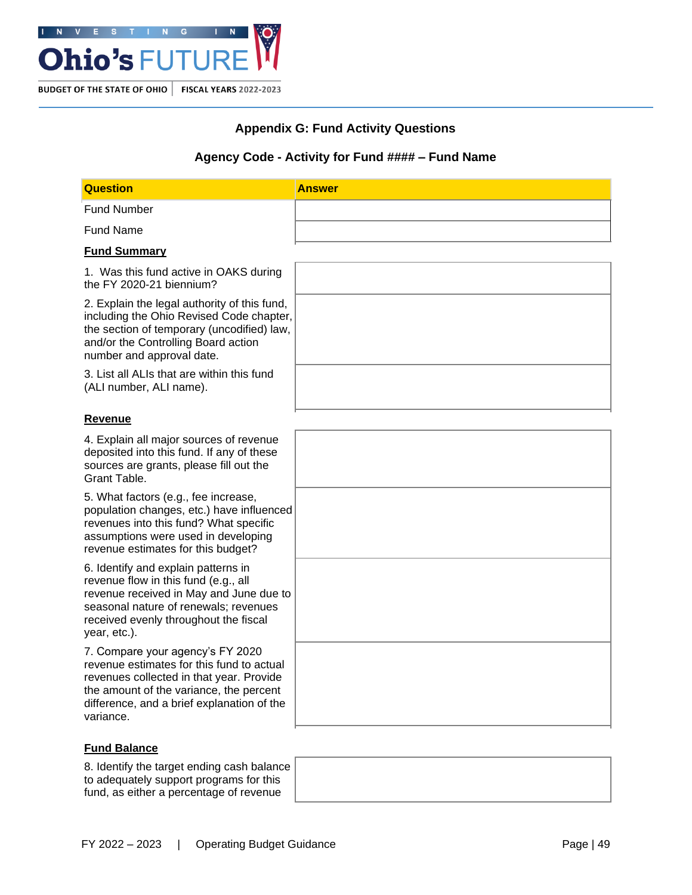## Appendix G: Fund Activity Questions

### Agency Code - Activity for Fund #### – Fund Name

| Question | Answer |
| --- | --- |
| Fund Number | |
| Fund Name | |
| **Fund Summary** | |
| 1. Was this fund active in OAKS during the FY 2020-21 biennium? | |
| 2. Explain the legal authority of this fund, including the Ohio Revised Code chapter, the section of temporary (uncodified) law, and/or the Controlling Board action number and approval date. | |
| 3. List all ALIs that are within this fund (ALI number, ALI name). | |
| **Revenue** | |
| 4. Explain all major sources of revenue deposited into this fund. If any of these sources are grants, please fill out the Grant Table. | |
| 5. What factors (e.g., fee increase, population changes, etc.) have influenced revenues into this fund? What specific assumptions were used in developing revenue estimates for this budget? | |
| 6. Identify and explain patterns in revenue flow in this fund (e.g., all revenue received in May and June due to seasonal nature of renewals; revenues received evenly throughout the fiscal year, etc.). | |
| 7. Compare your agency's FY 2020 revenue estimates for this fund to actual revenues collected in that year. Provide the amount of the variance, the percent difference, and a brief explanation of the variance. | |
| **Fund Balance** | |
| 8. Identify the target ending cash balance to adequately support programs for this fund, as either a percentage of revenue | |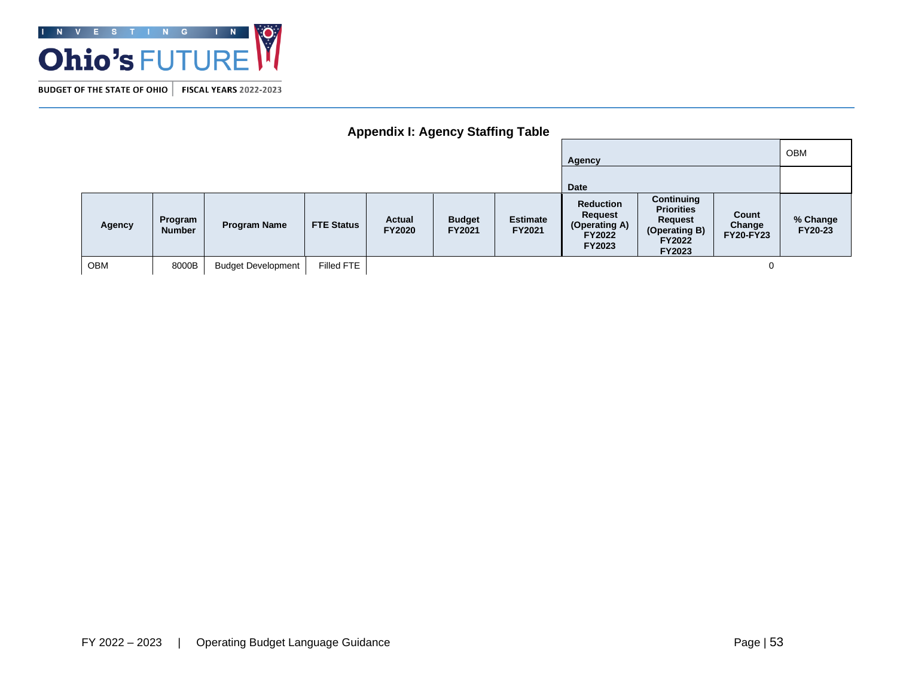## Appendix I: Agency Staffing Table

| | |
|---|---|
| Agency | OBM |
| Date | |

| Agency | Program Number | Program Name | FTE Status | Actual FY2020 | Budget FY2021 | Estimate FY2021 | Reduction Request (Operating A) FY2022 FY2023 | Continuing Priorities Request (Operating B) FY2022 FY2023 | Count Change FY20-FY23 | % Change FY20-23 |
|---|---|---|---|---|---|---|---|---|---|---|
| OBM | 8000B | Budget Development | Filled FTE | | | | | | 0 | |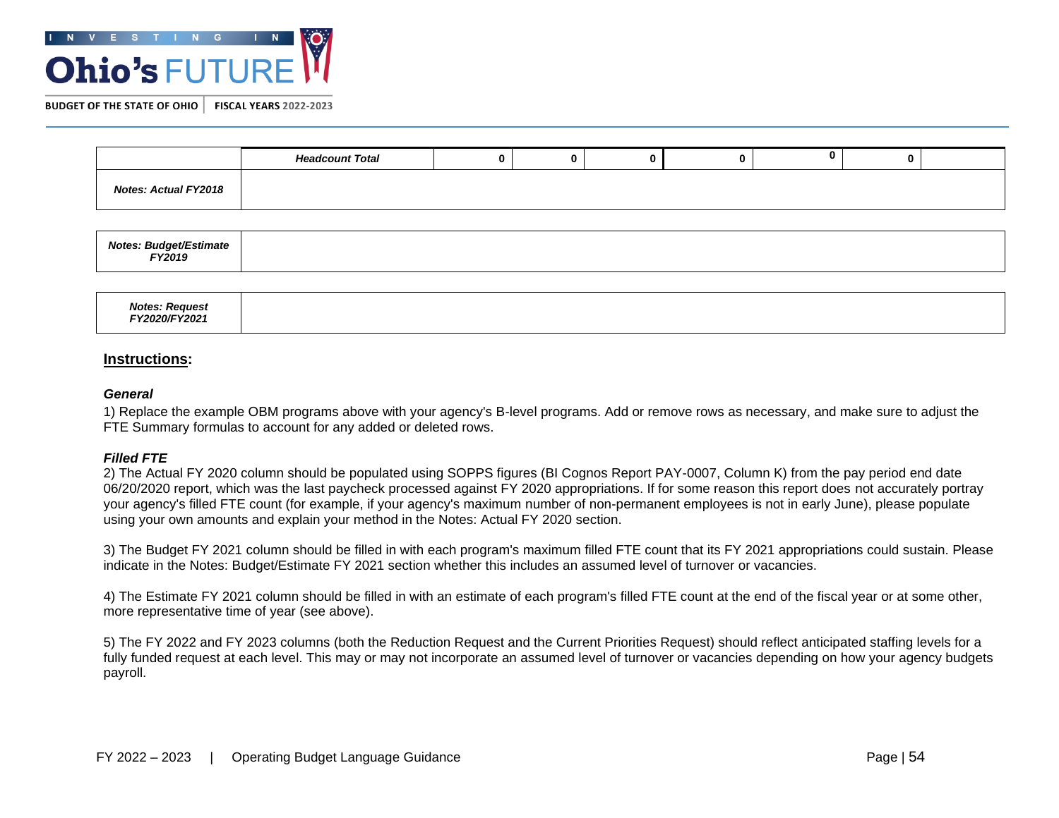| | Headcount Total | 0 | 0 | 0 | 0 | 0 | 0 | |
|---|---|---|---|---|---|---|---|---|
| ***Notes: Actual FY2018*** | | | | | | | | |

| | |
|---|---|
| ***Notes: Budget/Estimate FY2019*** | |

| | |
|---|---|
| ***Notes: Request FY2020/FY2021*** | |

## Instructions:

### *General*

1) Replace the example OBM programs above with your agency's B-level programs. Add or remove rows as necessary, and make sure to adjust the FTE Summary formulas to account for any added or deleted rows.

### *Filled FTE*

2) The Actual FY 2020 column should be populated using SOPPS figures (BI Cognos Report PAY-0007, Column K) from the pay period end date 06/20/2020 report, which was the last paycheck processed against FY 2020 appropriations. If for some reason this report does not accurately portray your agency's filled FTE count (for example, if your agency's maximum number of non-permanent employees is not in early June), please populate using your own amounts and explain your method in the Notes: Actual FY 2020 section.

3) The Budget FY 2021 column should be filled in with each program's maximum filled FTE count that its FY 2021 appropriations could sustain. Please indicate in the Notes: Budget/Estimate FY 2021 section whether this includes an assumed level of turnover or vacancies.

4) The Estimate FY 2021 column should be filled in with an estimate of each program's filled FTE count at the end of the fiscal year or at some other, more representative time of year (see above).

5) The FY 2022 and FY 2023 columns (both the Reduction Request and the Current Priorities Request) should reflect anticipated staffing levels for a fully funded request at each level. This may or may not incorporate an assumed level of turnover or vacancies depending on how your agency budgets payroll.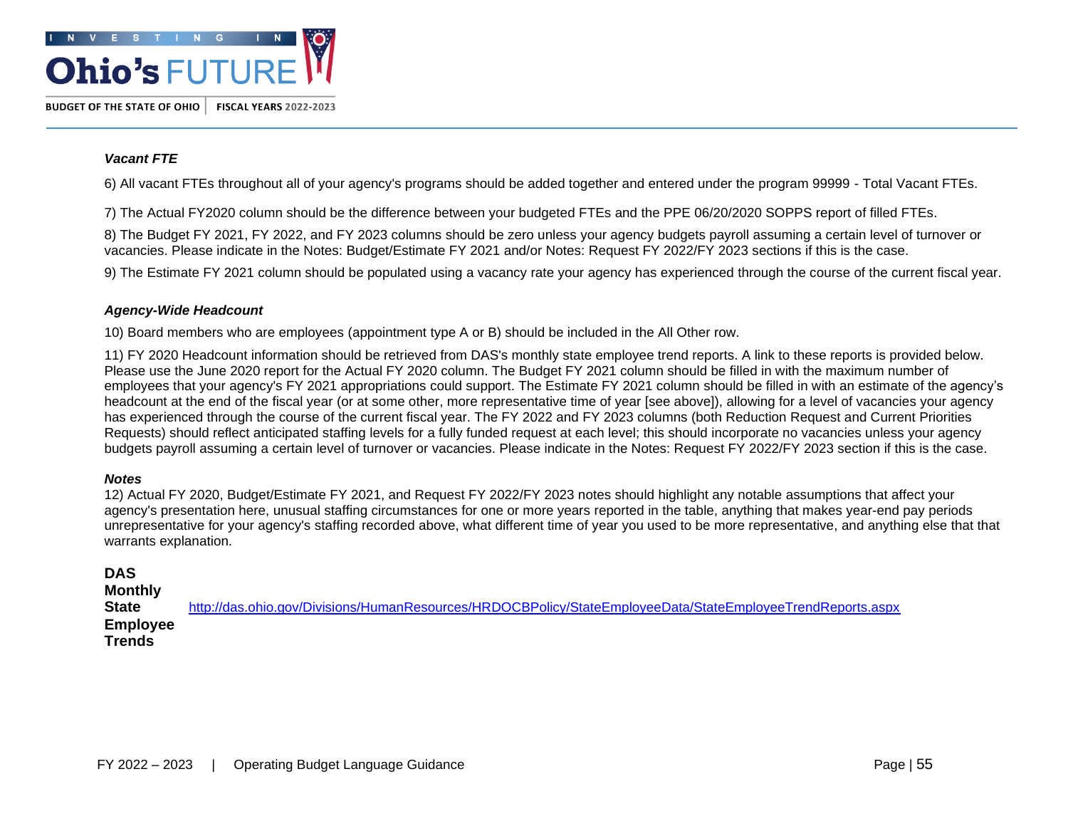***Vacant FTE***

6) All vacant FTEs throughout all of your agency's programs should be added together and entered under the program 99999 - Total Vacant FTEs.

7) The Actual FY2020 column should be the difference between your budgeted FTEs and the PPE 06/20/2020 SOPPS report of filled FTEs.

8) The Budget FY 2021, FY 2022, and FY 2023 columns should be zero unless your agency budgets payroll assuming a certain level of turnover or vacancies. Please indicate in the Notes: Budget/Estimate FY 2021 and/or Notes: Request FY 2022/FY 2023 sections if this is the case.

9) The Estimate FY 2021 column should be populated using a vacancy rate your agency has experienced through the course of the current fiscal year.

***Agency-Wide Headcount***

10) Board members who are employees (appointment type A or B) should be included in the All Other row.

11) FY 2020 Headcount information should be retrieved from DAS's monthly state employee trend reports. A link to these reports is provided below. Please use the June 2020 report for the Actual FY 2020 column. The Budget FY 2021 column should be filled in with the maximum number of employees that your agency's FY 2021 appropriations could support. The Estimate FY 2021 column should be filled in with an estimate of the agency's headcount at the end of the fiscal year (or at some other, more representative time of year [see above]), allowing for a level of vacancies your agency has experienced through the course of the current fiscal year. The FY 2022 and FY 2023 columns (both Reduction Request and Current Priorities Requests) should reflect anticipated staffing levels for a fully funded request at each level; this should incorporate no vacancies unless your agency budgets payroll assuming a certain level of turnover or vacancies. Please indicate in the Notes: Request FY 2022/FY 2023 section if this is the case.

***Notes***

12) Actual FY 2020, Budget/Estimate FY 2021, and Request FY 2022/FY 2023 notes should highlight any notable assumptions that affect your agency's presentation here, unusual staffing circumstances for one or more years reported in the table, anything that makes year-end pay periods unrepresentative for your agency's staffing recorded above, what different time of year you used to be more representative, and anything else that that warrants explanation.

**DAS Monthly State Employee Trends** http://das.ohio.gov/Divisions/HumanResources/HRDOCBPolicy/StateEmployeeData/StateEmployeeTrendReports.aspx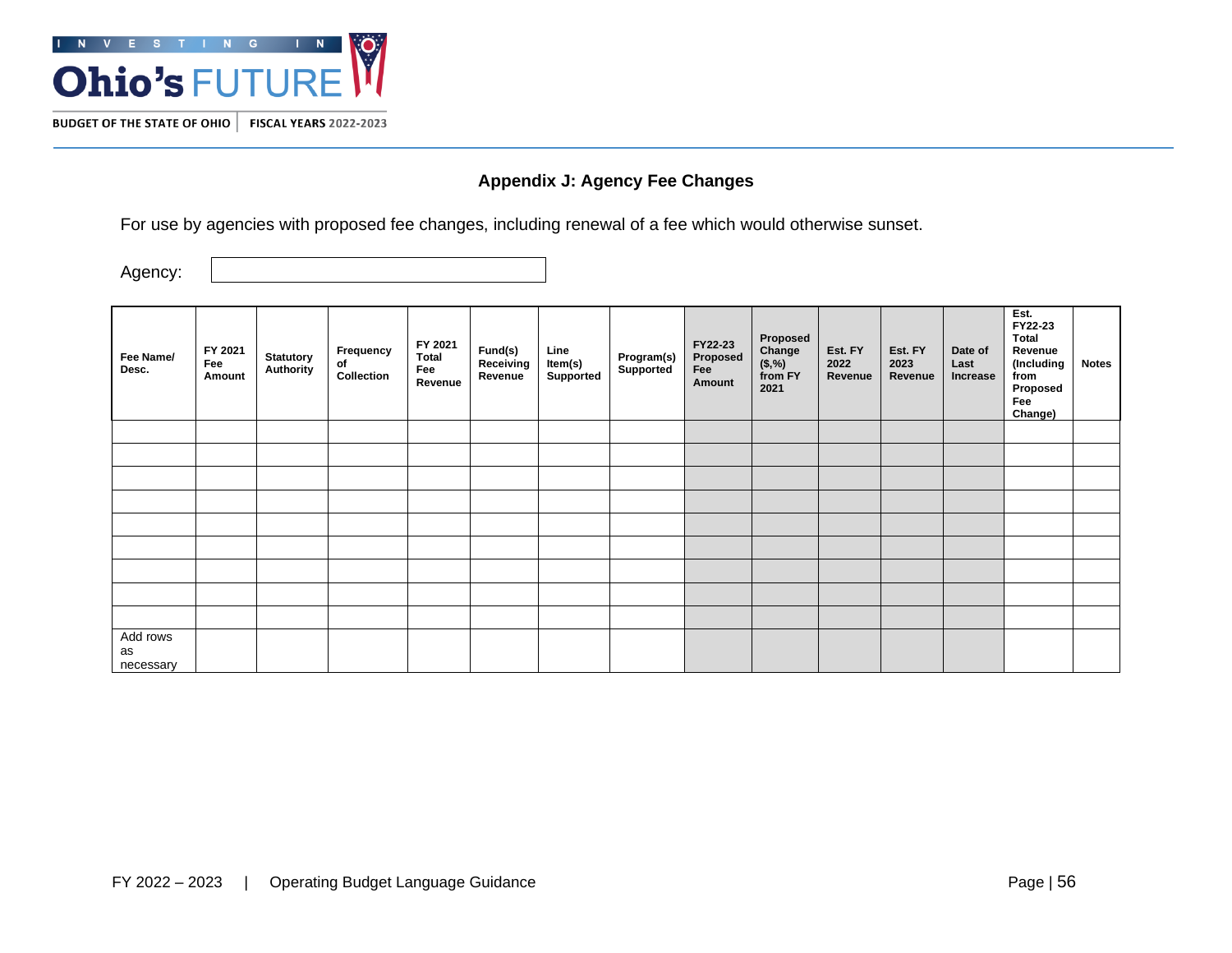## Appendix J: Agency Fee Changes

For use by agencies with proposed fee changes, including renewal of a fee which would otherwise sunset.

Agency:

| Fee Name/ Desc. | FY 2021 Fee Amount | Statutory Authority | Frequency of Collection | FY 2021 Total Fee Revenue | Fund(s) Receiving Revenue | Line Item(s) Supported | Program(s) Supported | FY22-23 Proposed Fee Amount | Proposed Change ($,%) from FY 2021 | Est. FY 2022 Revenue | Est. FY 2023 Revenue | Date of Last Increase | Est. FY22-23 Total Revenue (Including from Proposed Fee Change) | Notes |
|---|---|---|---|---|---|---|---|---|---|---|---|---|---|---|
| | | | | | | | | | | | | | | |
| | | | | | | | | | | | | | | |
| | | | | | | | | | | | | | | |
| | | | | | | | | | | | | | | |
| | | | | | | | | | | | | | | |
| | | | | | | | | | | | | | | |
| | | | | | | | | | | | | | | |
| | | | | | | | | | | | | | | |
| | | | | | | | | | | | | | | |
| Add rows as necessary | | | | | | | | | | | | | | |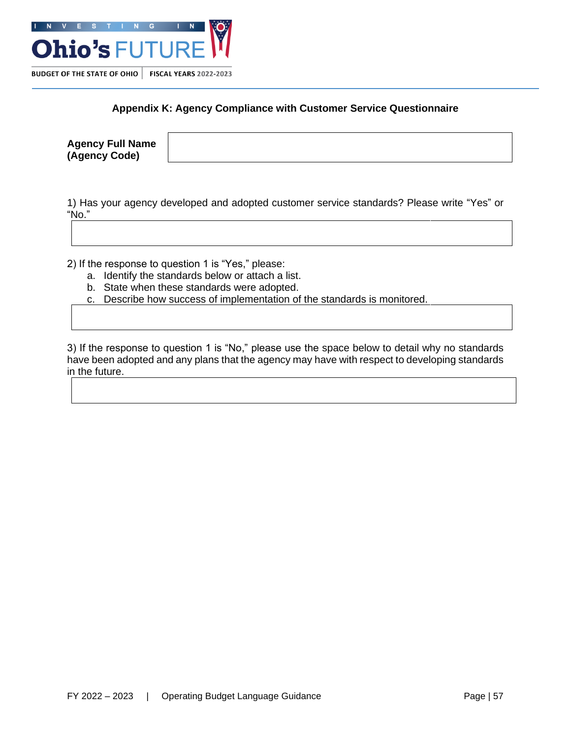## Appendix K: Agency Compliance with Customer Service Questionnaire

| | |
|---|---|
| **Agency Full Name (Agency Code)** | |

1) Has your agency developed and adopted customer service standards? Please write "Yes" or "No."

| |
|---|
| |

2) If the response to question 1 is "Yes," please:

a. Identify the standards below or attach a list.
b. State when these standards were adopted.
c. Describe how success of implementation of the standards is monitored.

| |
|---|
| |

3) If the response to question 1 is "No," please use the space below to detail why no standards have been adopted and any plans that the agency may have with respect to developing standards in the future.

| |
|---|
| |